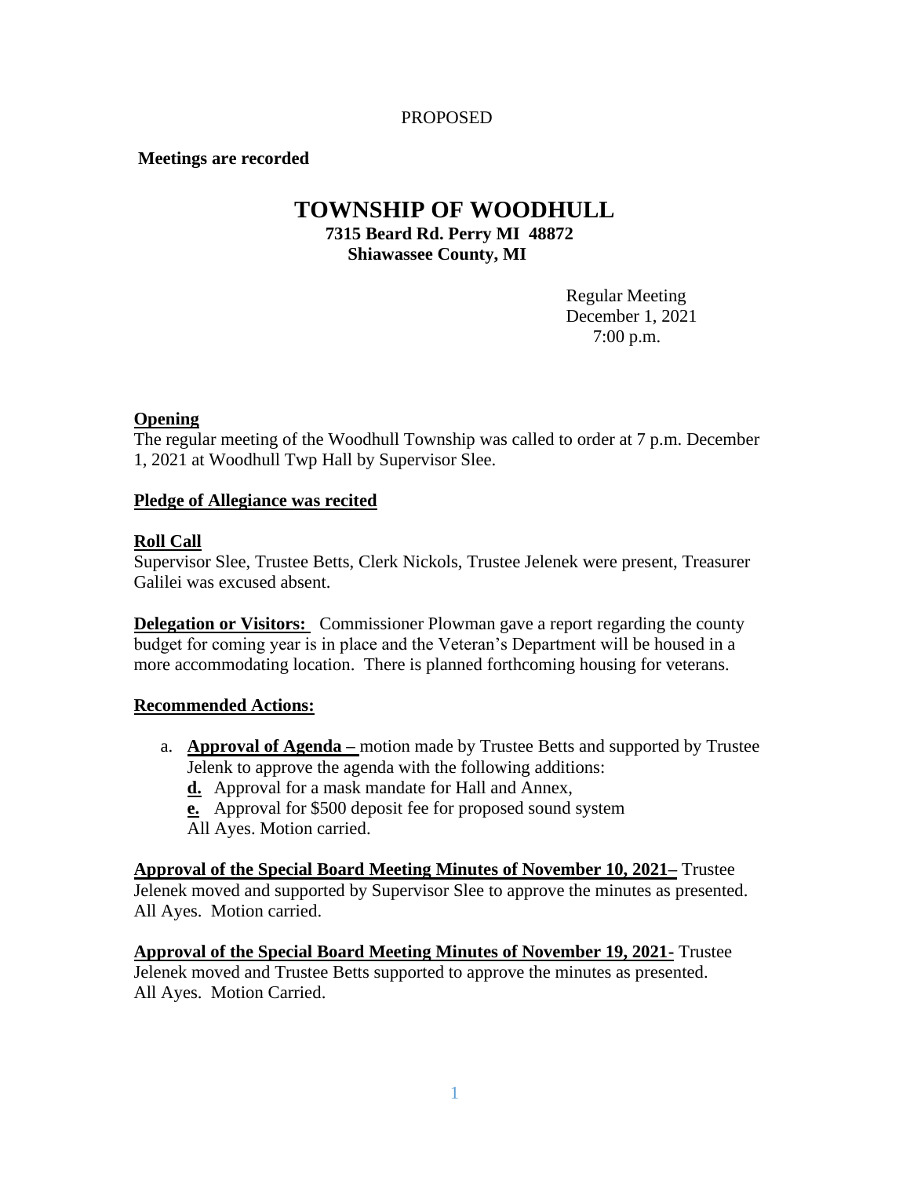PROPOSED

**Meetings are recorded**

# TOWNSHIP OF WOODHULL

**7315 Beard Rd. Perry MI 48872**
**Shiawassee County, MI**

Regular Meeting
December 1, 2021
7:00 p.m.

**Opening**

The regular meeting of the Woodhull Township was called to order at 7 p.m. December 1, 2021 at Woodhull Twp Hall by Supervisor Slee.

**Pledge of Allegiance was recited**

**Roll Call**

Supervisor Slee, Trustee Betts, Clerk Nickols, Trustee Jelenek were present, Treasurer Galilei was excused absent.

**Delegation or Visitors:** Commissioner Plowman gave a report regarding the county budget for coming year is in place and the Veteran's Department will be housed in a more accommodating location. There is planned forthcoming housing for veterans.

**Recommended Actions:**

a. **Approval of Agenda –** motion made by Trustee Betts and supported by Trustee Jelenk to approve the agenda with the following additions:
   **d.** Approval for a mask mandate for Hall and Annex,
   **e.** Approval for $500 deposit fee for proposed sound system
   All Ayes. Motion carried.

**Approval of the Special Board Meeting Minutes of November 10, 2021–** Trustee Jelenek moved and supported by Supervisor Slee to approve the minutes as presented. All Ayes. Motion carried.

**Approval of the Special Board Meeting Minutes of November 19, 2021-** Trustee Jelenek moved and Trustee Betts supported to approve the minutes as presented. All Ayes. Motion Carried.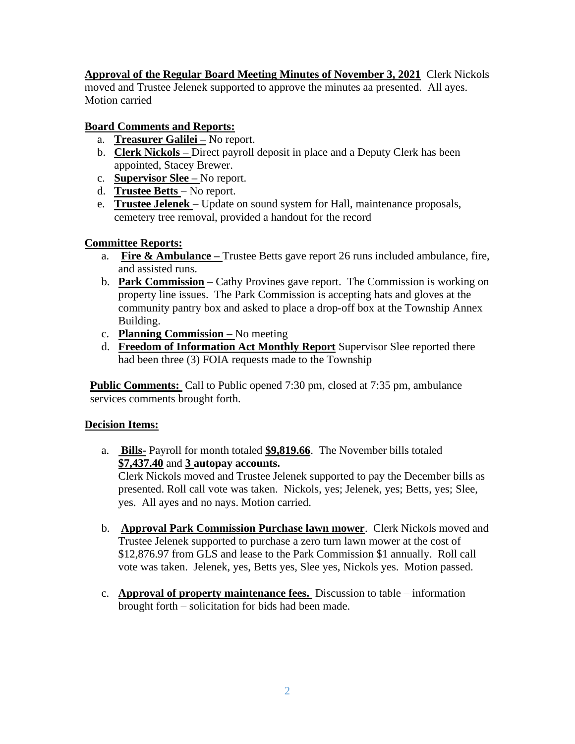**Approval of the Regular Board Meeting Minutes of November 3, 2021** Clerk Nickols moved and Trustee Jelenek supported to approve the minutes aa presented. All ayes. Motion carried

**Board Comments and Reports:**

a. **Treasurer Galilei –** No report.
b. **Clerk Nickols –** Direct payroll deposit in place and a Deputy Clerk has been appointed, Stacey Brewer.
c. **Supervisor Slee –** No report.
d. **Trustee Betts** – No report.
e. **Trustee Jelenek** – Update on sound system for Hall, maintenance proposals, cemetery tree removal, provided a handout for the record

**Committee Reports:**

a. **Fire & Ambulance –** Trustee Betts gave report 26 runs included ambulance, fire, and assisted runs.
b. **Park Commission** – Cathy Provines gave report. The Commission is working on property line issues. The Park Commission is accepting hats and gloves at the community pantry box and asked to place a drop-off box at the Township Annex Building.
c. **Planning Commission –** No meeting
d. **Freedom of Information Act Monthly Report** Supervisor Slee reported there had been three (3) FOIA requests made to the Township

**Public Comments:** Call to Public opened 7:30 pm, closed at 7:35 pm, ambulance services comments brought forth.

**Decision Items:**

a. **Bills-** Payroll for month totaled **$9,819.66**. The November bills totaled **$7,437.40** and **3 autopay accounts.**
   Clerk Nickols moved and Trustee Jelenek supported to pay the December bills as presented. Roll call vote was taken. Nickols, yes; Jelenek, yes; Betts, yes; Slee, yes. All ayes and no nays. Motion carried.

b. **Approval Park Commission Purchase lawn mower**. Clerk Nickols moved and Trustee Jelenek supported to purchase a zero turn lawn mower at the cost of $12,876.97 from GLS and lease to the Park Commission $1 annually. Roll call vote was taken. Jelenek, yes, Betts yes, Slee yes, Nickols yes. Motion passed.

c. **Approval of property maintenance fees.** Discussion to table – information brought forth – solicitation for bids had been made.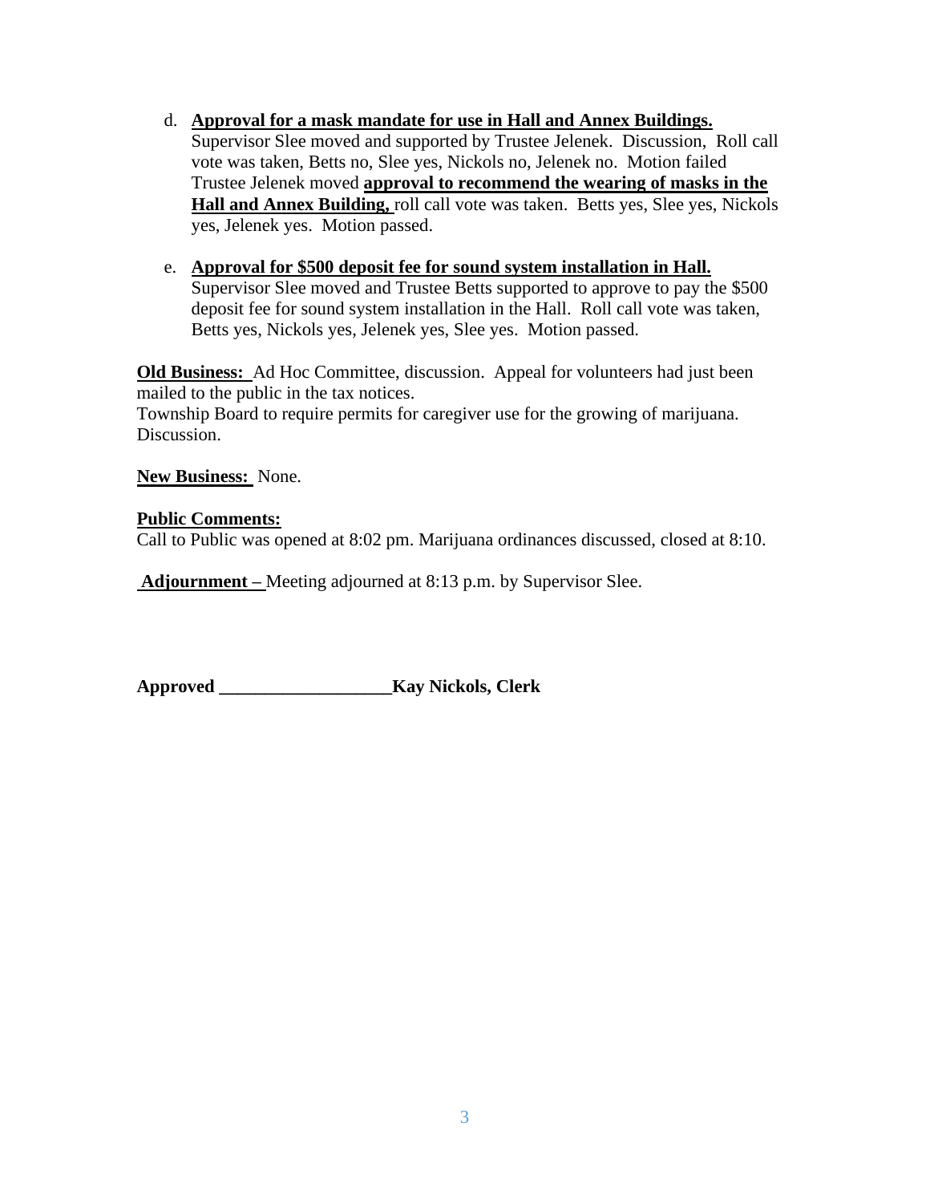d. **Approval for a mask mandate for use in Hall and Annex Buildings.** Supervisor Slee moved and supported by Trustee Jelenek. Discussion, Roll call vote was taken, Betts no, Slee yes, Nickols no, Jelenek no. Motion failed Trustee Jelenek moved **approval to recommend the wearing of masks in the Hall and Annex Building,** roll call vote was taken. Betts yes, Slee yes, Nickols yes, Jelenek yes. Motion passed.

e. **Approval for $500 deposit fee for sound system installation in Hall.** Supervisor Slee moved and Trustee Betts supported to approve to pay the $500 deposit fee for sound system installation in the Hall. Roll call vote was taken, Betts yes, Nickols yes, Jelenek yes, Slee yes. Motion passed.

**Old Business:** Ad Hoc Committee, discussion. Appeal for volunteers had just been mailed to the public in the tax notices.
Township Board to require permits for caregiver use for the growing of marijuana. Discussion.

**New Business:** None.

**Public Comments:**
Call to Public was opened at 8:02 pm. Marijuana ordinances discussed, closed at 8:10.

**Adjournment –** Meeting adjourned at 8:13 p.m. by Supervisor Slee.

**Approved ___________________Kay Nickols, Clerk**